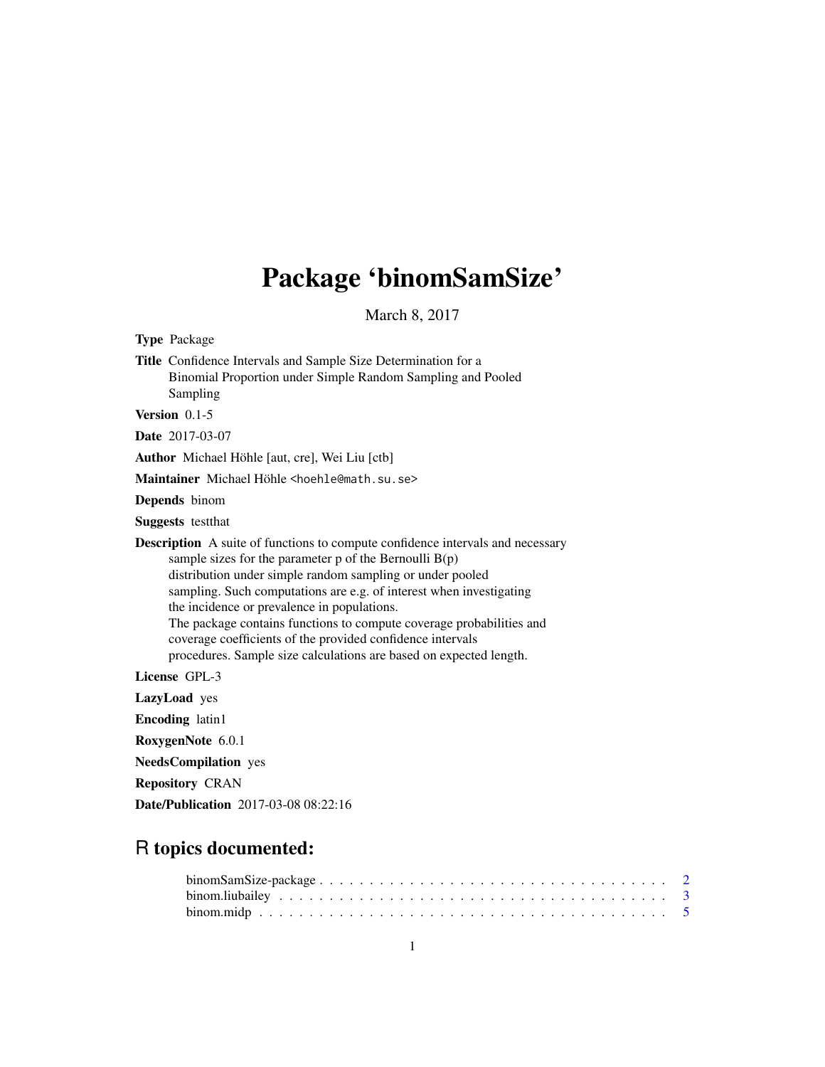# Package 'binomSamSize'

March 8, 2017

**Type** Package

**Title** Confidence Intervals and Sample Size Determination for a Binomial Proportion under Simple Random Sampling and Pooled Sampling

**Version** 0.1-5

**Date** 2017-03-07

**Author** Michael Höhle [aut, cre], Wei Liu [ctb]

**Maintainer** Michael Höhle <hoehle@math.su.se>

**Depends** binom

**Suggests** testthat

**Description** A suite of functions to compute confidence intervals and necessary sample sizes for the parameter p of the Bernoulli B(p) distribution under simple random sampling or under pooled sampling. Such computations are e.g. of interest when investigating the incidence or prevalence in populations.
The package contains functions to compute coverage probabilities and coverage coefficients of the provided confidence intervals procedures. Sample size calculations are based on expected length.

**License** GPL-3

**LazyLoad** yes

**Encoding** latin1

**RoxygenNote** 6.0.1

**NeedsCompilation** yes

**Repository** CRAN

**Date/Publication** 2017-03-08 08:22:16

## R topics documented:

- binomSamSize-package . . . . . . . . . . . . . . . . . . . . . . . . . . . . . . . . . . 2
- binom.liubailey . . . . . . . . . . . . . . . . . . . . . . . . . . . . . . . . . . . . . . 3
- binom.midp . . . . . . . . . . . . . . . . . . . . . . . . . . . . . . . . . . . . . . . . 5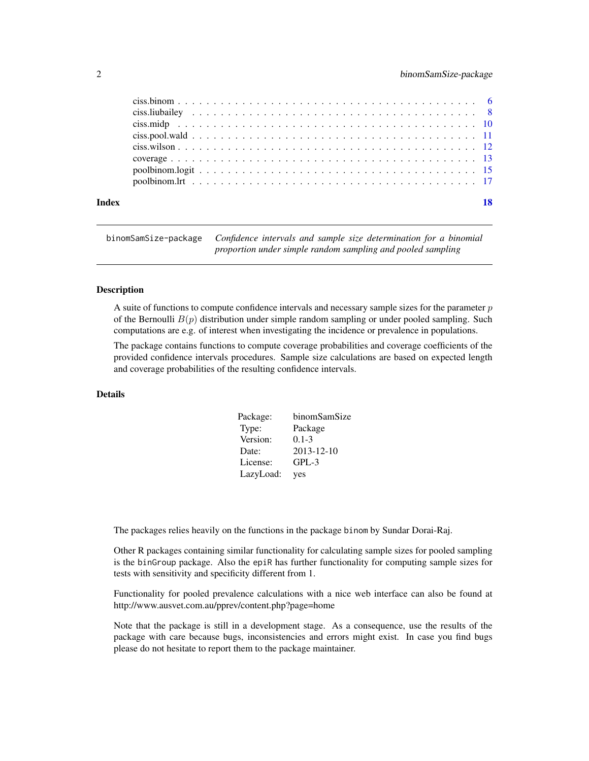ciss.binom . . . . . . . . . . . . . . . . . . . . . . . . . . . . . . . . . . . . . . . . 6
ciss.liubailey . . . . . . . . . . . . . . . . . . . . . . . . . . . . . . . . . . . . . . 8
ciss.midp . . . . . . . . . . . . . . . . . . . . . . . . . . . . . . . . . . . . . . . . 10
ciss.pool.wald . . . . . . . . . . . . . . . . . . . . . . . . . . . . . . . . . . . . . . 11
ciss.wilson . . . . . . . . . . . . . . . . . . . . . . . . . . . . . . . . . . . . . . . 12
coverage . . . . . . . . . . . . . . . . . . . . . . . . . . . . . . . . . . . . . . . . 13
poolbinom.logit . . . . . . . . . . . . . . . . . . . . . . . . . . . . . . . . . . . . . 15
poolbinom.lrt . . . . . . . . . . . . . . . . . . . . . . . . . . . . . . . . . . . . . . 17

**Index** **18**

---

`binomSamSize-package` *Confidence intervals and sample size determination for a binomial proportion under simple random sampling and pooled sampling*

---

## Description

A suite of functions to compute confidence intervals and necessary sample sizes for the parameter $p$ of the Bernoulli $B(p)$ distribution under simple random sampling or under pooled sampling. Such computations are e.g. of interest when investigating the incidence or prevalence in populations.

The package contains functions to compute coverage probabilities and coverage coefficients of the provided confidence intervals procedures. Sample size calculations are based on expected length and coverage probabilities of the resulting confidence intervals.

## Details

| | |
|---|---|
| Package: | binomSamSize |
| Type: | Package |
| Version: | 0.1-3 |
| Date: | 2013-12-10 |
| License: | GPL-3 |
| LazyLoad: | yes |

The packages relies heavily on the functions in the package `binom` by Sundar Dorai-Raj.

Other R packages containing similar functionality for calculating sample sizes for pooled sampling is the `binGroup` package. Also the `epiR` has further functionality for computing sample sizes for tests with sensitivity and specificity different from 1.

Functionality for pooled prevalence calculations with a nice web interface can also be found at http://www.ausvet.com.au/pprev/content.php?page=home

Note that the package is still in a development stage. As a consequence, use the results of the package with care because bugs, inconsistencies and errors might exist. In case you find bugs please do not hesitate to report them to the package maintainer.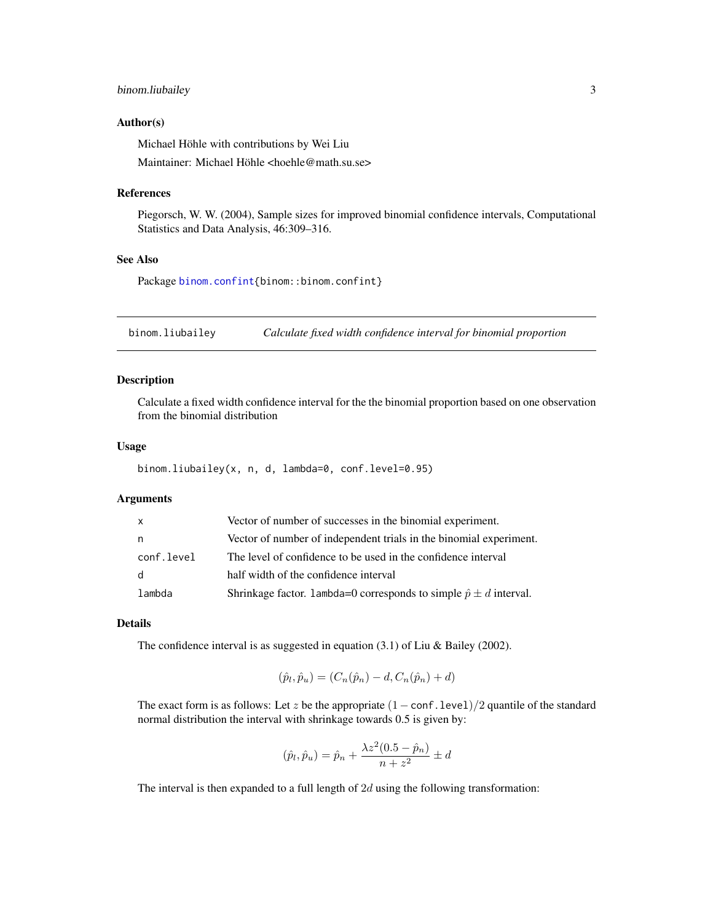### Author(s)

Michael Höhle with contributions by Wei Liu

Maintainer: Michael Höhle <hoehle@math.su.se>

### References

Piegorsch, W. W. (2004), Sample sizes for improved binomial confidence intervals, Computational Statistics and Data Analysis, 46:309–316.

### See Also

Package binom.confint{binom::binom.confint}

---

## binom.liubailey — *Calculate fixed width confidence interval for binomial proportion*

---

### Description

Calculate a fixed width confidence interval for the the binomial proportion based on one observation from the binomial distribution

### Usage

```
binom.liubailey(x, n, d, lambda=0, conf.level=0.95)
```

### Arguments

| | |
|---|---|
| x | Vector of number of successes in the binomial experiment. |
| n | Vector of number of independent trials in the binomial experiment. |
| conf.level | The level of confidence to be used in the confidence interval |
| d | half width of the confidence interval |
| lambda | Shrinkage factor. lambda=0 corresponds to simple $\hat{p} \pm d$ interval. |

### Details

The confidence interval is as suggested in equation (3.1) of Liu & Bailey (2002).

$$(\hat{p}_l, \hat{p}_u) = (C_n(\hat{p}_n) - d, C_n(\hat{p}_n) + d)$$

The exact form is as follows: Let $z$ be the appropriate $(1 - \text{conf.level})/2$ quantile of the standard normal distribution the interval with shrinkage towards 0.5 is given by:

$$(\hat{p}_l, \hat{p}_u) = \hat{p}_n + \frac{\lambda z^2 (0.5 - \hat{p}_n)}{n + z^2} \pm d$$

The interval is then expanded to a full length of $2d$ using the following transformation: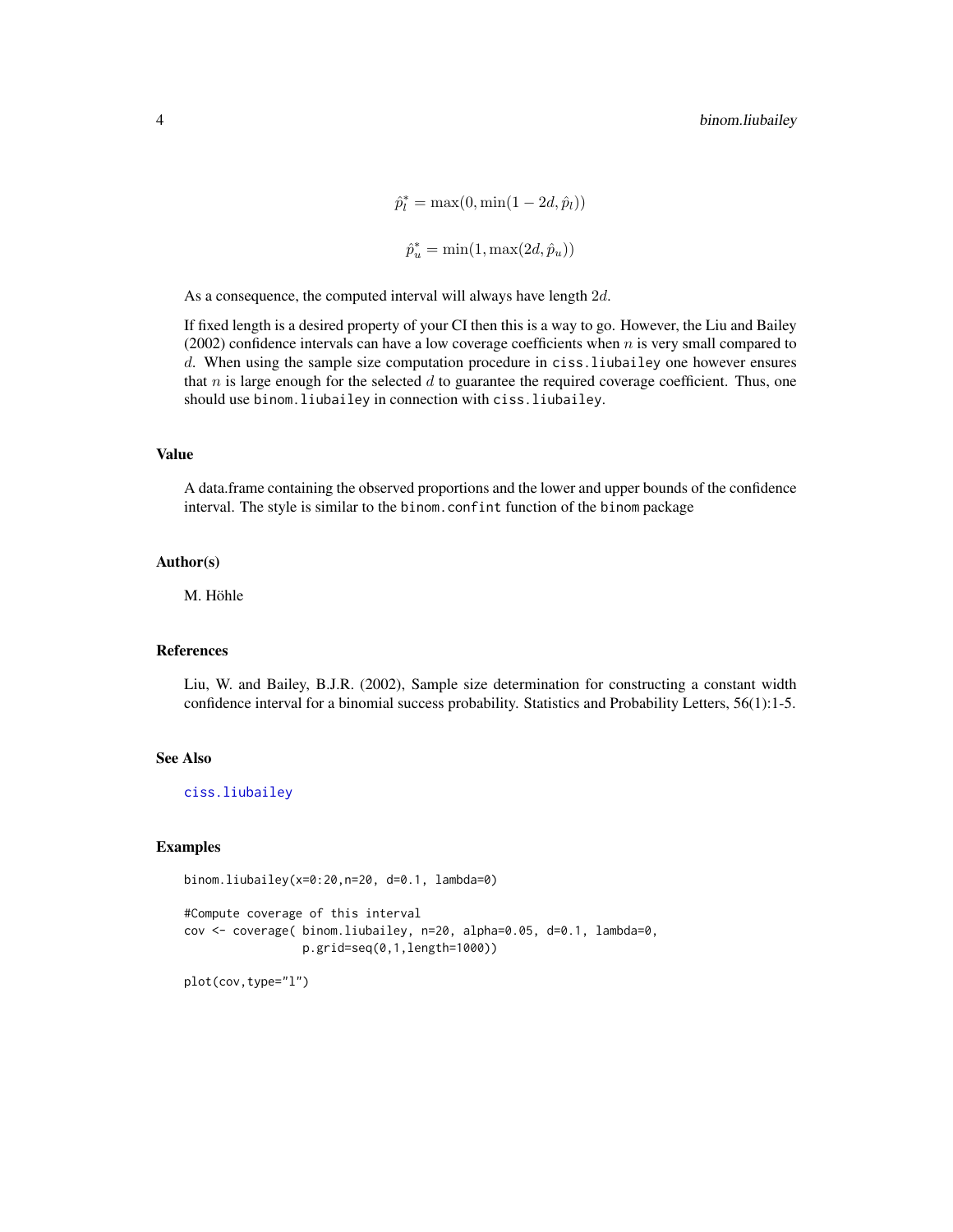$$\hat{p}_l^* = \max(0, \min(1 - 2d, \hat{p}_l))$$

$$\hat{p}_u^* = \min(1, \max(2d, \hat{p}_u))$$

As a consequence, the computed interval will always have length $2d$.

If fixed length is a desired property of your CI then this is a way to go. However, the Liu and Bailey (2002) confidence intervals can have a low coverage coefficients when $n$ is very small compared to $d$. When using the sample size computation procedure in `ciss.liubailey` one however ensures that $n$ is large enough for the selected $d$ to guarantee the required coverage coefficient. Thus, one should use `binom.liubailey` in connection with `ciss.liubailey`.

## Value

A data.frame containing the observed proportions and the lower and upper bounds of the confidence interval. The style is similar to the `binom.confint` function of the `binom` package

## Author(s)

M. Höhle

## References

Liu, W. and Bailey, B.J.R. (2002), Sample size determination for constructing a constant width confidence interval for a binomial success probability. Statistics and Probability Letters, 56(1):1-5.

## See Also

`ciss.liubailey`

## Examples

```
binom.liubailey(x=0:20,n=20, d=0.1, lambda=0)

#Compute coverage of this interval
cov <- coverage( binom.liubailey, n=20, alpha=0.05, d=0.1, lambda=0,
                p.grid=seq(0,1,length=1000))

plot(cov,type="l")
```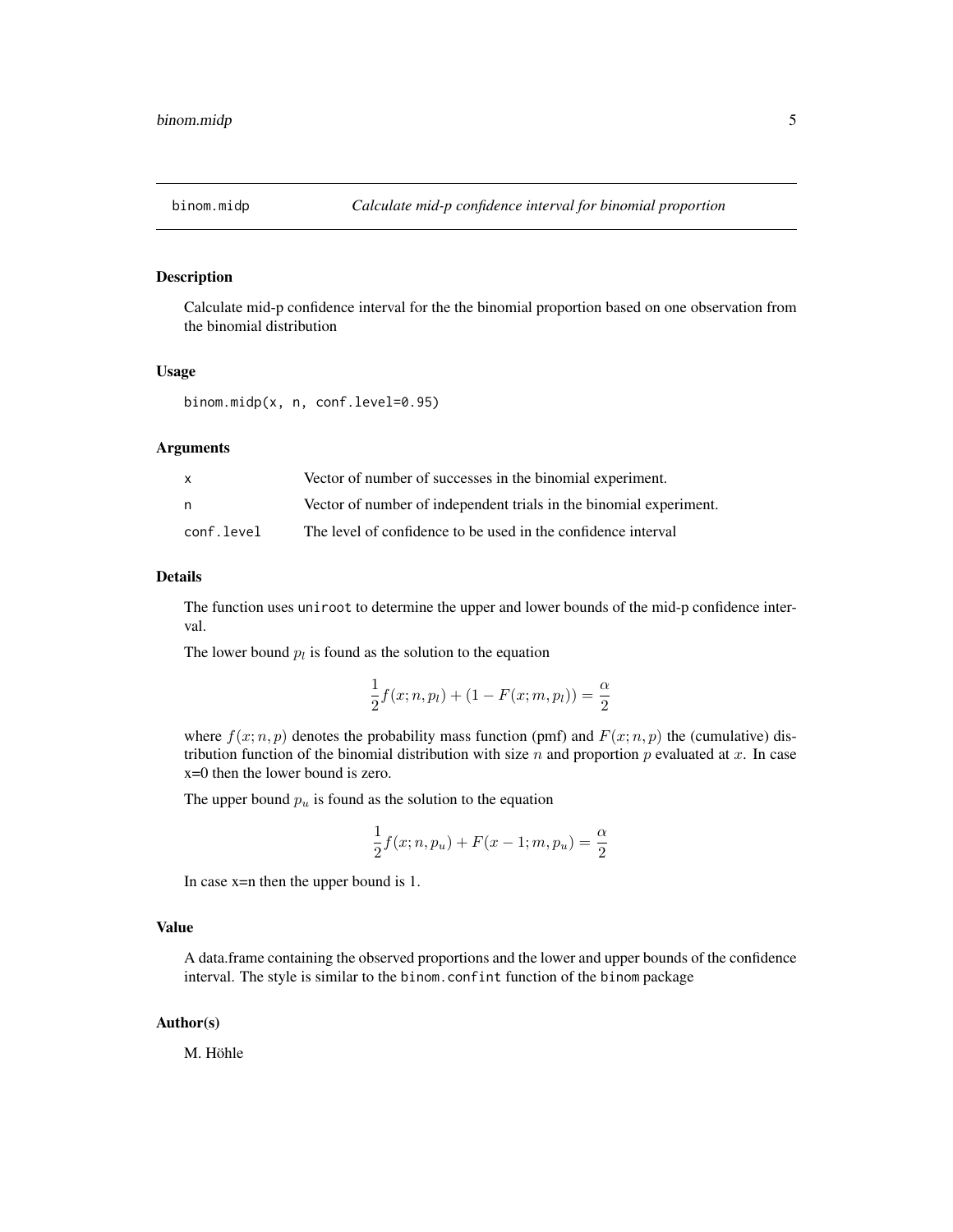binom.midp — *Calculate mid-p confidence interval for binomial proportion*

## Description

Calculate mid-p confidence interval for the the binomial proportion based on one observation from the binomial distribution

## Usage

```
binom.midp(x, n, conf.level=0.95)
```

## Arguments

| | |
|---|---|
| x | Vector of number of successes in the binomial experiment. |
| n | Vector of number of independent trials in the binomial experiment. |
| conf.level | The level of confidence to be used in the confidence interval |

## Details

The function uses `uniroot` to determine the upper and lower bounds of the mid-p confidence interval.

The lower bound $p_l$ is found as the solution to the equation

$$\frac{1}{2}f(x; n, p_l) + (1 - F(x; m, p_l)) = \frac{\alpha}{2}$$

where $f(x; n, p)$ denotes the probability mass function (pmf) and $F(x; n, p)$ the (cumulative) distribution function of the binomial distribution with size $n$ and proportion $p$ evaluated at $x$. In case x=0 then the lower bound is zero.

The upper bound $p_u$ is found as the solution to the equation

$$\frac{1}{2}f(x; n, p_u) + F(x - 1; m, p_u) = \frac{\alpha}{2}$$

In case x=n then the upper bound is 1.

## Value

A data.frame containing the observed proportions and the lower and upper bounds of the confidence interval. The style is similar to the `binom.confint` function of the `binom` package

## Author(s)

M. Höhle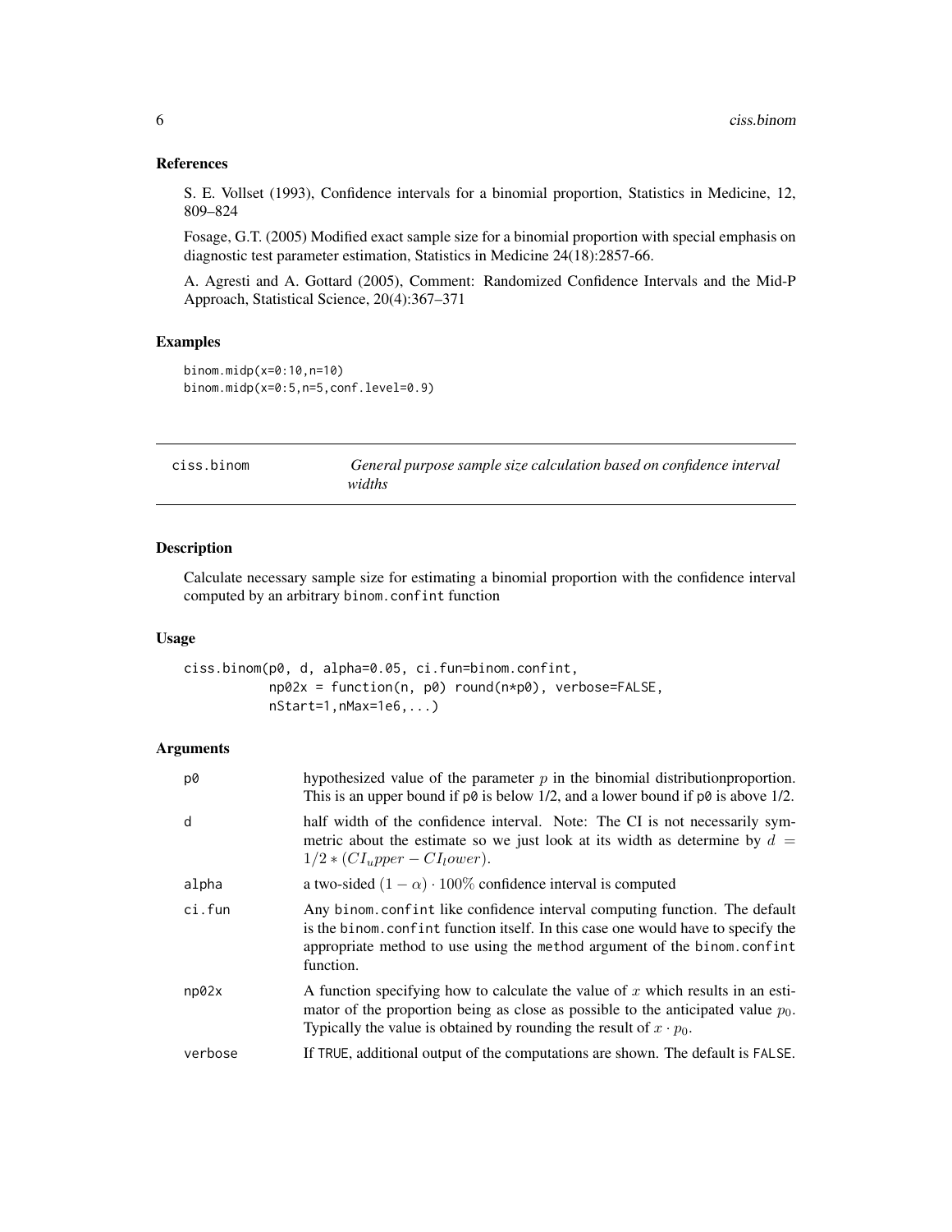### References

S. E. Vollset (1993), Confidence intervals for a binomial proportion, Statistics in Medicine, 12, 809–824

Fosage, G.T. (2005) Modified exact sample size for a binomial proportion with special emphasis on diagnostic test parameter estimation, Statistics in Medicine 24(18):2857-66.

A. Agresti and A. Gottard (2005), Comment: Randomized Confidence Intervals and the Mid-P Approach, Statistical Science, 20(4):367–371

### Examples

```
binom.midp(x=0:10,n=10)
binom.midp(x=0:5,n=5,conf.level=0.9)
```

---

## ciss.binom — *General purpose sample size calculation based on confidence interval widths*

---

### Description

Calculate necessary sample size for estimating a binomial proportion with the confidence interval computed by an arbitrary `binom.confint` function

### Usage

```
ciss.binom(p0, d, alpha=0.05, ci.fun=binom.confint,
           np02x = function(n, p0) round(n*p0), verbose=FALSE,
           nStart=1,nMax=1e6,...)
```

### Arguments

| | |
|---|---|
| `p0` | hypothesized value of the parameter $p$ in the binomial distributionproportion. This is an upper bound if `p0` is below 1/2, and a lower bound if `p0` is above 1/2. |
| `d` | half width of the confidence interval. Note: The CI is not necessarily symmetric about the estimate so we just look at its width as determine by $d = 1/2 * (CI_upper - CI_lower)$. |
| `alpha` | a two-sided $(1-\alpha) \cdot 100\%$ confidence interval is computed |
| `ci.fun` | Any `binom.confint` like confidence interval computing function. The default is the `binom.confint` function itself. In this case one would have to specify the appropriate method to use using the `method` argument of the `binom.confint` function. |
| `np02x` | A function specifying how to calculate the value of $x$ which results in an estimator of the proportion being as close as possible to the anticipated value $p_0$. Typically the value is obtained by rounding the result of $x \cdot p_0$. |
| `verbose` | If `TRUE`, additional output of the computations are shown. The default is `FALSE`. |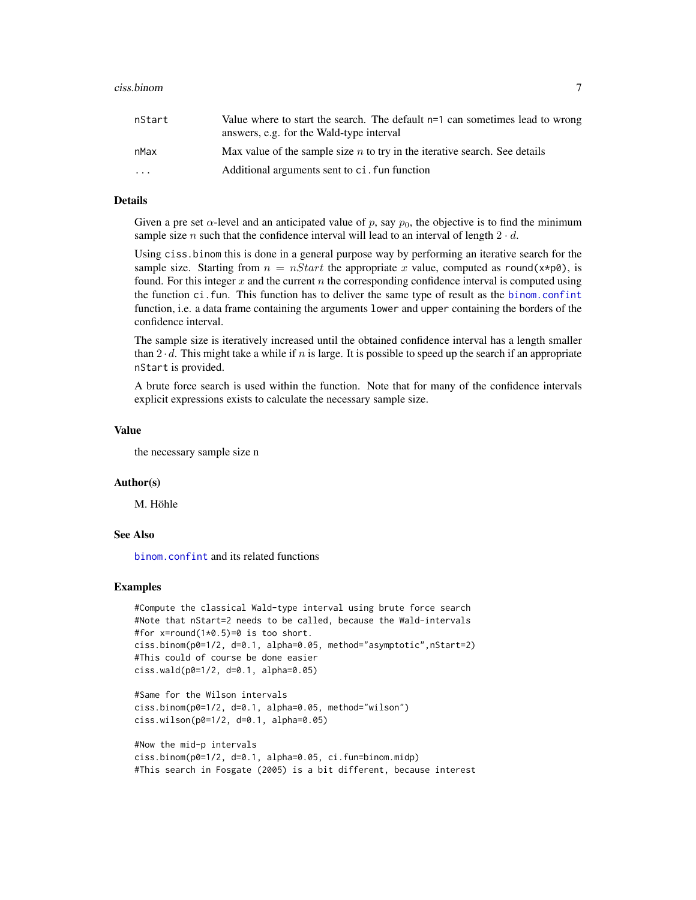| | |
|---|---|
| nStart | Value where to start the search. The default n=1 can sometimes lead to wrong answers, e.g. for the Wald-type interval |
| nMax | Max value of the sample size $n$ to try in the iterative search. See details |
| ... | Additional arguments sent to ci.fun function |

## Details

Given a pre set $\alpha$-level and an anticipated value of $p$, say $p_0$, the objective is to find the minimum sample size $n$ such that the confidence interval will lead to an interval of length $2 \cdot d$.

Using ciss.binom this is done in a general purpose way by performing an iterative search for the sample size. Starting from $n = nStart$ the appropriate $x$ value, computed as round(x*p0), is found. For this integer $x$ and the current $n$ the corresponding confidence interval is computed using the function ci.fun. This function has to deliver the same type of result as the binom.confint function, i.e. a data frame containing the arguments lower and upper containing the borders of the confidence interval.

The sample size is iteratively increased until the obtained confidence interval has a length smaller than $2 \cdot d$. This might take a while if $n$ is large. It is possible to speed up the search if an appropriate nStart is provided.

A brute force search is used within the function. Note that for many of the confidence intervals explicit expressions exists to calculate the necessary sample size.

## Value

the necessary sample size n

## Author(s)

M. Höhle

## See Also

binom.confint and its related functions

## Examples

```
#Compute the classical Wald-type interval using brute force search
#Note that nStart=2 needs to be called, because the Wald-intervals
#for x=round(1*0.5)=0 is too short.
ciss.binom(p0=1/2, d=0.1, alpha=0.05, method="asymptotic",nStart=2)
#This could of course be done easier
ciss.wald(p0=1/2, d=0.1, alpha=0.05)

#Same for the Wilson intervals
ciss.binom(p0=1/2, d=0.1, alpha=0.05, method="wilson")
ciss.wilson(p0=1/2, d=0.1, alpha=0.05)

#Now the mid-p intervals
ciss.binom(p0=1/2, d=0.1, alpha=0.05, ci.fun=binom.midp)
#This search in Fosgate (2005) is a bit different, because interest
```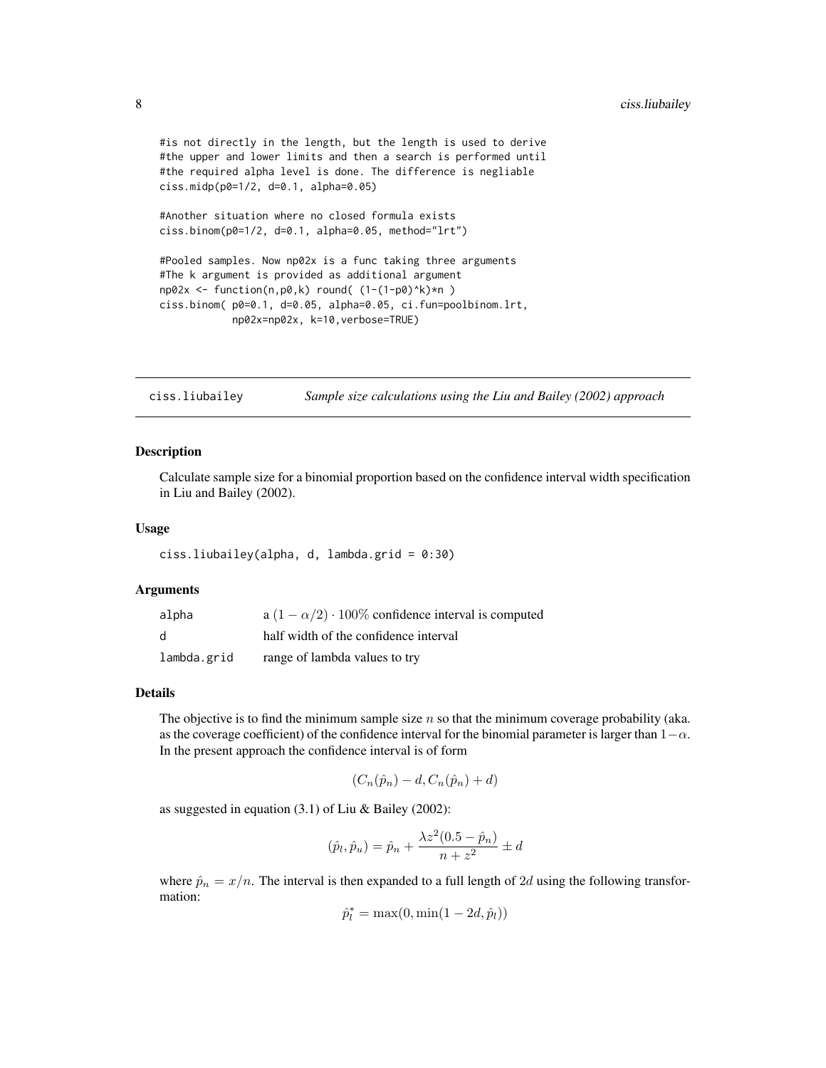```
#is not directly in the length, but the length is used to derive
#the upper and lower limits and then a search is performed until
#the required alpha level is done. The difference is negliable
ciss.midp(p0=1/2, d=0.1, alpha=0.05)

#Another situation where no closed formula exists
ciss.binom(p0=1/2, d=0.1, alpha=0.05, method="lrt")

#Pooled samples. Now np02x is a func taking three arguments
#The k argument is provided as additional argument
np02x <- function(n,p0,k) round( (1-(1-p0)^k)*n )
ciss.binom( p0=0.1, d=0.05, alpha=0.05, ci.fun=poolbinom.lrt,
           np02x=np02x, k=10,verbose=TRUE)
```

## ciss.liubailey — *Sample size calculations using the Liu and Bailey (2002) approach*

### Description

Calculate sample size for a binomial proportion based on the confidence interval width specification in Liu and Bailey (2002).

### Usage

```
ciss.liubailey(alpha, d, lambda.grid = 0:30)
```

### Arguments

| | |
|---|---|
| alpha | a $(1-\alpha/2)\cdot 100\%$ confidence interval is computed |
| d | half width of the confidence interval |
| lambda.grid | range of lambda values to try |

### Details

The objective is to find the minimum sample size $n$ so that the minimum coverage probability (aka. as the coverage coefficient) of the confidence interval for the binomial parameter is larger than $1-\alpha$. In the present approach the confidence interval is of form

$$(C_n(\hat{p}_n) - d, C_n(\hat{p}_n) + d)$$

as suggested in equation (3.1) of Liu & Bailey (2002):

$$(\hat{p}_l, \hat{p}_u) = \hat{p}_n + \frac{\lambda z^2(0.5 - \hat{p}_n)}{n + z^2} \pm d$$

where $\hat{p}_n = x/n$. The interval is then expanded to a full length of $2d$ using the following transformation:

$$\hat{p}_l^* = \max(0, \min(1 - 2d, \hat{p}_l))$$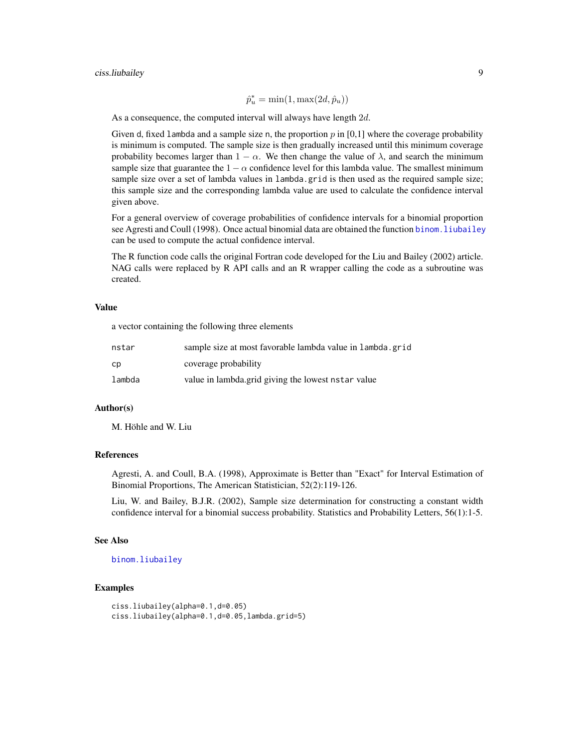$$\hat{p}_u^* = \min(1, \max(2d, \hat{p}_u))$$

As a consequence, the computed interval will always have length $2d$.

Given d, fixed `lambda` and a sample size n, the proportion $p$ in [0,1] where the coverage probability is minimum is computed. The sample size is then gradually increased until this minimum coverage probability becomes larger than $1 - \alpha$. We then change the value of $\lambda$, and search the minimum sample size that guarantee the $1 - \alpha$ confidence level for this lambda value. The smallest minimum sample size over a set of lambda values in `lambda.grid` is then used as the required sample size; this sample size and the corresponding lambda value are used to calculate the confidence interval given above.

For a general overview of coverage probabilities of confidence intervals for a binomial proportion see Agresti and Coull (1998). Once actual binomial data are obtained the function `binom.liubailey` can be used to compute the actual confidence interval.

The R function code calls the original Fortran code developed for the Liu and Bailey (2002) article. NAG calls were replaced by R API calls and an R wrapper calling the code as a subroutine was created.

## Value

a vector containing the following three elements

| | |
|---|---|
| nstar | sample size at most favorable lambda value in `lambda.grid` |
| cp | coverage probability |
| lambda | value in lambda.grid giving the lowest `nstar` value |

## Author(s)

M. Höhle and W. Liu

## References

Agresti, A. and Coull, B.A. (1998), Approximate is Better than "Exact" for Interval Estimation of Binomial Proportions, The American Statistician, 52(2):119-126.

Liu, W. and Bailey, B.J.R. (2002), Sample size determination for constructing a constant width confidence interval for a binomial success probability. Statistics and Probability Letters, 56(1):1-5.

## See Also

`binom.liubailey`

## Examples

```
ciss.liubailey(alpha=0.1,d=0.05)
ciss.liubailey(alpha=0.1,d=0.05,lambda.grid=5)
```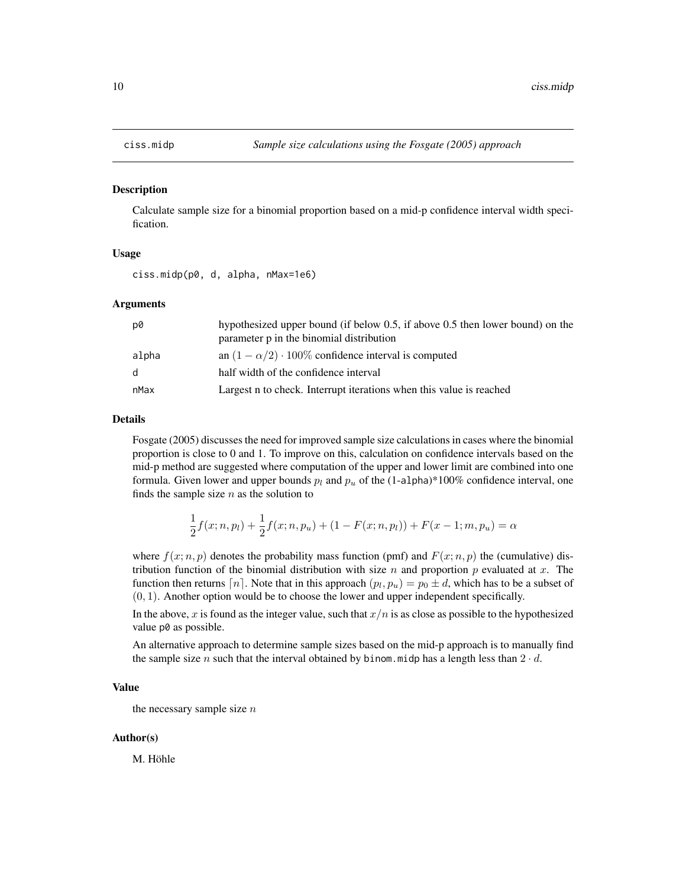# ciss.midp — *Sample size calculations using the Fosgate (2005) approach*

## Description

Calculate sample size for a binomial proportion based on a mid-p confidence interval width specification.

## Usage

```
ciss.midp(p0, d, alpha, nMax=1e6)
```

## Arguments

| | |
|---|---|
| p0 | hypothesized upper bound (if below 0.5, if above 0.5 then lower bound) on the parameter p in the binomial distribution |
| alpha | an $(1-\alpha/2) \cdot 100\%$ confidence interval is computed |
| d | half width of the confidence interval |
| nMax | Largest n to check. Interrupt iterations when this value is reached |

## Details

Fosgate (2005) discusses the need for improved sample size calculations in cases where the binomial proportion is close to 0 and 1. To improve on this, calculation on confidence intervals based on the mid-p method are suggested where computation of the upper and lower limit are combined into one formula. Given lower and upper bounds $p_l$ and $p_u$ of the (1-alpha)*100% confidence interval, one finds the sample size $n$ as the solution to

$$\frac{1}{2} f(x; n, p_l) + \frac{1}{2} f(x; n, p_u) + (1 - F(x; n, p_l)) + F(x-1; m, p_u) = \alpha$$

where $f(x; n, p)$ denotes the probability mass function (pmf) and $F(x; n, p)$ the (cumulative) distribution function of the binomial distribution with size $n$ and proportion $p$ evaluated at $x$. The function then returns $\lceil n \rceil$. Note that in this approach $(p_l, p_u) = p_0 \pm d$, which has to be a subset of $(0, 1)$. Another option would be to choose the lower and upper independent specifically.

In the above, $x$ is found as the integer value, such that $x/n$ is as close as possible to the hypothesized value p0 as possible.

An alternative approach to determine sample sizes based on the mid-p approach is to manually find the sample size $n$ such that the interval obtained by binom.midp has a length less than $2 \cdot d$.

## Value

the necessary sample size $n$

## Author(s)

M. Höhle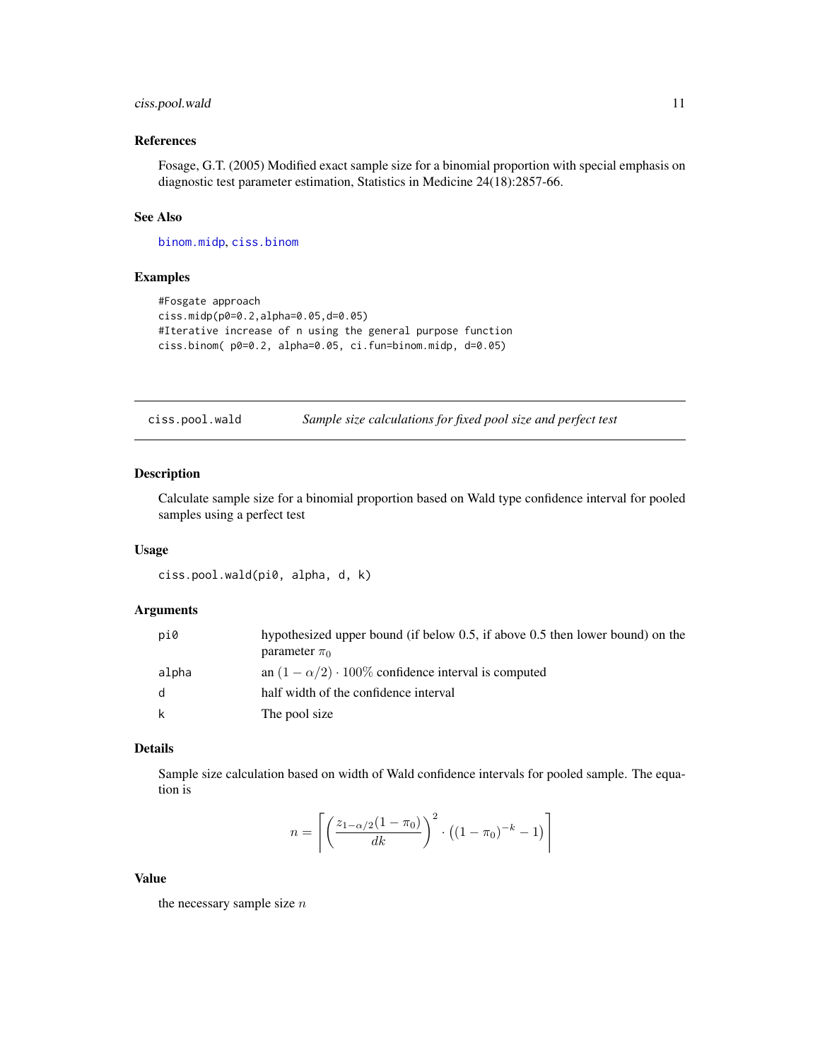### References

Fosage, G.T. (2005) Modified exact sample size for a binomial proportion with special emphasis on diagnostic test parameter estimation, Statistics in Medicine 24(18):2857-66.

### See Also

binom.midp, ciss.binom

### Examples

```
#Fosgate approach
ciss.midp(p0=0.2,alpha=0.05,d=0.05)
#Iterative increase of n using the general purpose function
ciss.binom( p0=0.2, alpha=0.05, ci.fun=binom.midp, d=0.05)
```

---

## ciss.pool.wald *Sample size calculations for fixed pool size and perfect test*

### Description

Calculate sample size for a binomial proportion based on Wald type confidence interval for pooled samples using a perfect test

### Usage

```
ciss.pool.wald(pi0, alpha, d, k)
```

### Arguments

| | |
|---|---|
| pi0 | hypothesized upper bound (if below 0.5, if above 0.5 then lower bound) on the parameter $\pi_0$ |
| alpha | an $(1-\alpha/2)\cdot 100\%$ confidence interval is computed |
| d | half width of the confidence interval |
| k | The pool size |

### Details

Sample size calculation based on width of Wald confidence intervals for pooled sample. The equation is

$$n = \left\lceil \left( \frac{z_{1-\alpha/2}(1-\pi_0)}{dk} \right)^2 \cdot \left( (1-\pi_0)^{-k} - 1 \right) \right\rceil$$

### Value

the necessary sample size $n$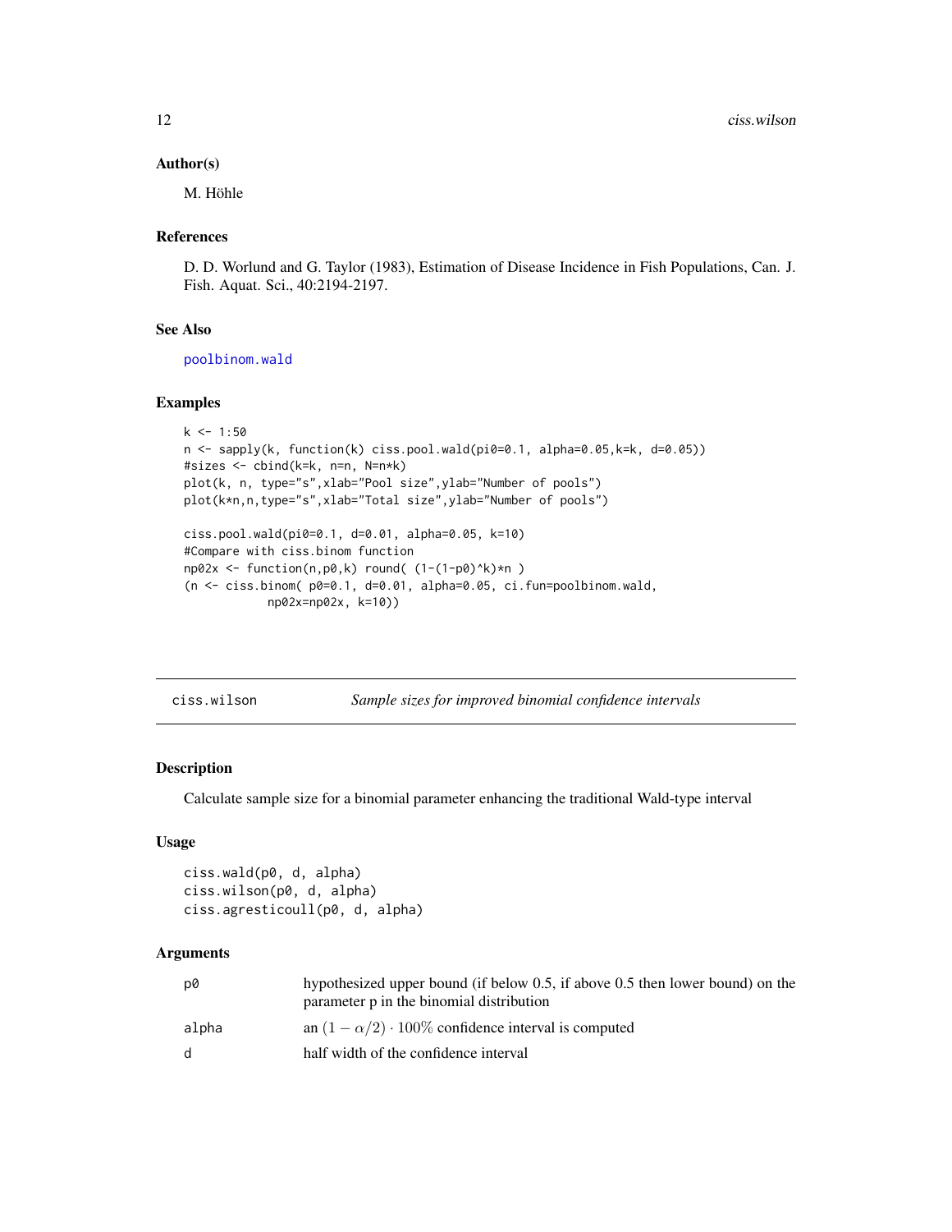### Author(s)

M. Höhle

### References

D. D. Worlund and G. Taylor (1983), Estimation of Disease Incidence in Fish Populations, Can. J. Fish. Aquat. Sci., 40:2194-2197.

### See Also

poolbinom.wald

### Examples

```
k <- 1:50
n <- sapply(k, function(k) ciss.pool.wald(pi0=0.1, alpha=0.05,k=k, d=0.05))
#sizes <- cbind(k=k, n=n, N=n*k)
plot(k, n, type="s",xlab="Pool size",ylab="Number of pools")
plot(k*n,n,type="s",xlab="Total size",ylab="Number of pools")

ciss.pool.wald(pi0=0.1, d=0.01, alpha=0.05, k=10)
#Compare with ciss.binom function
np02x <- function(n,p0,k) round( (1-(1-p0)^k)*n )
(n <- ciss.binom( p0=0.1, d=0.01, alpha=0.05, ci.fun=poolbinom.wald,
            np02x=np02x, k=10))
```

---

## ciss.wilson — *Sample sizes for improved binomial confidence intervals*

### Description

Calculate sample size for a binomial parameter enhancing the traditional Wald-type interval

### Usage

```
ciss.wald(p0, d, alpha)
ciss.wilson(p0, d, alpha)
ciss.agresticoull(p0, d, alpha)
```

### Arguments

| | |
|---|---|
| p0 | hypothesized upper bound (if below 0.5, if above 0.5 then lower bound) on the parameter p in the binomial distribution |
| alpha | an $(1-\alpha/2)\cdot 100\%$ confidence interval is computed |
| d | half width of the confidence interval |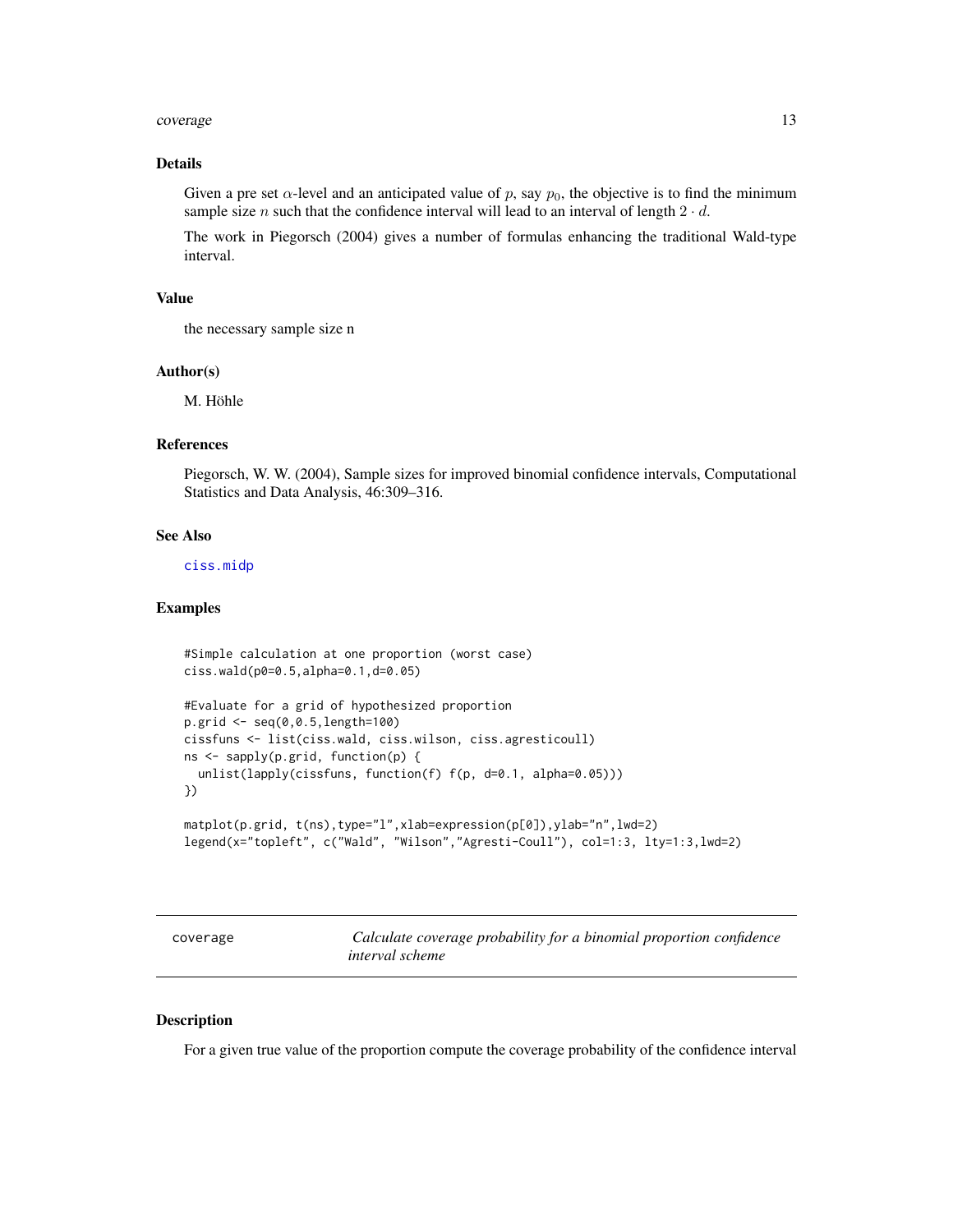### Details

Given a pre set $\alpha$-level and an anticipated value of $p$, say $p_0$, the objective is to find the minimum sample size $n$ such that the confidence interval will lead to an interval of length $2 \cdot d$.

The work in Piegorsch (2004) gives a number of formulas enhancing the traditional Wald-type interval.

### Value

the necessary sample size n

### Author(s)

M. Höhle

### References

Piegorsch, W. W. (2004), Sample sizes for improved binomial confidence intervals, Computational Statistics and Data Analysis, 46:309–316.

### See Also

ciss.midp

### Examples

```
#Simple calculation at one proportion (worst case)
ciss.wald(p0=0.5,alpha=0.1,d=0.05)

#Evaluate for a grid of hypothesized proportion
p.grid <- seq(0,0.5,length=100)
cissfuns <- list(ciss.wald, ciss.wilson, ciss.agresticoull)
ns <- sapply(p.grid, function(p) {
  unlist(lapply(cissfuns, function(f) f(p, d=0.1, alpha=0.05)))
})

matplot(p.grid, t(ns),type="l",xlab=expression(p[0]),ylab="n",lwd=2)
legend(x="topleft", c("Wald", "Wilson","Agresti-Coull"), col=1:3, lty=1:3,lwd=2)
```

---

## coverage — *Calculate coverage probability for a binomial proportion confidence interval scheme*

### Description

For a given true value of the proportion compute the coverage probability of the confidence interval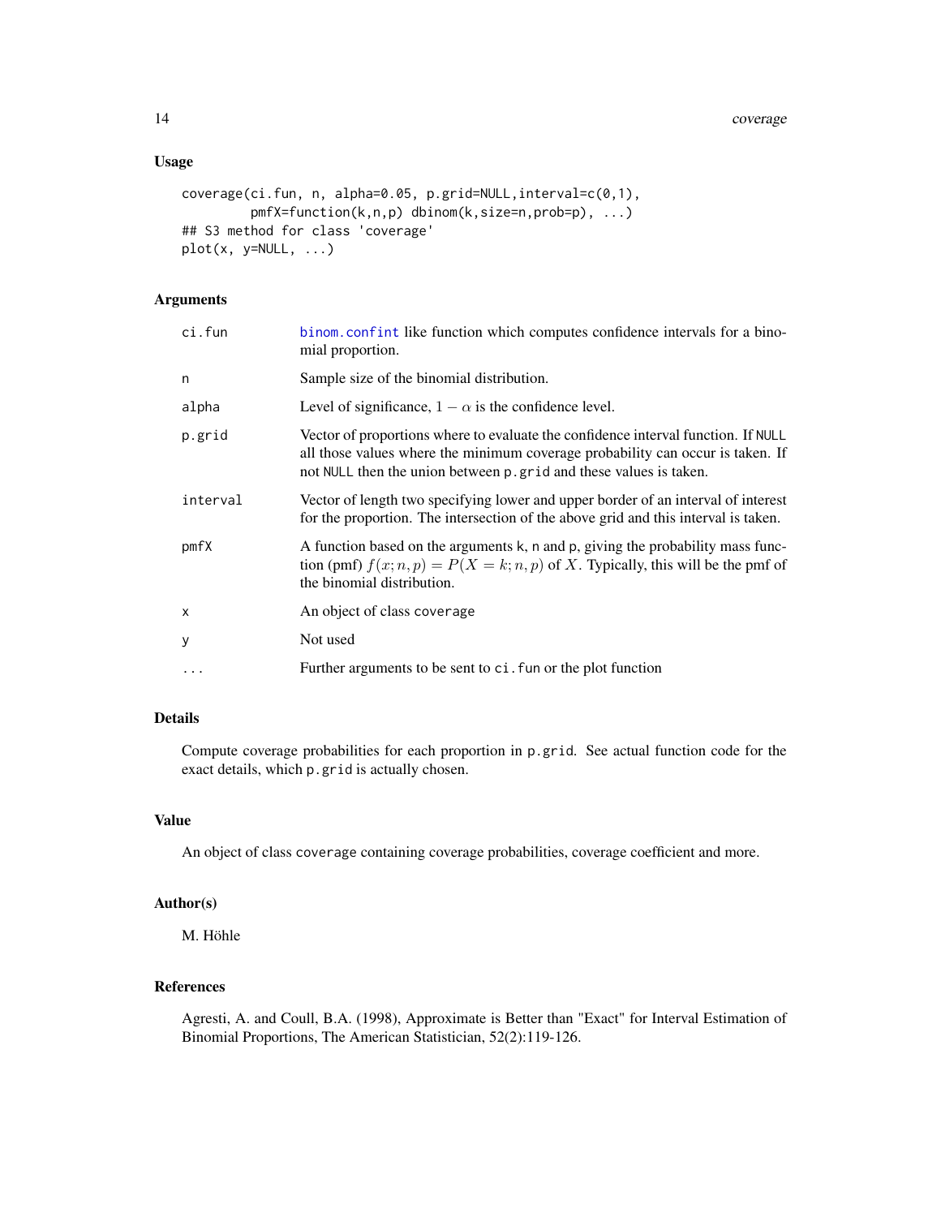## Usage

```
coverage(ci.fun, n, alpha=0.05, p.grid=NULL,interval=c(0,1),
         pmfX=function(k,n,p) dbinom(k,size=n,prob=p), ...)
## S3 method for class 'coverage'
plot(x, y=NULL, ...)
```

## Arguments

| | |
|---|---|
| ci.fun | binom.confint like function which computes confidence intervals for a binomial proportion. |
| n | Sample size of the binomial distribution. |
| alpha | Level of significance, $1 - \alpha$ is the confidence level. |
| p.grid | Vector of proportions where to evaluate the confidence interval function. If NULL all those values where the minimum coverage probability can occur is taken. If not NULL then the union between p.grid and these values is taken. |
| interval | Vector of length two specifying lower and upper border of an interval of interest for the proportion. The intersection of the above grid and this interval is taken. |
| pmfX | A function based on the arguments k, n and p, giving the probability mass function (pmf) $f(x; n, p) = P(X = k; n, p)$ of $X$. Typically, this will be the pmf of the binomial distribution. |
| x | An object of class coverage |
| y | Not used |
| ... | Further arguments to be sent to ci.fun or the plot function |

## Details

Compute coverage probabilities for each proportion in p.grid. See actual function code for the exact details, which p.grid is actually chosen.

## Value

An object of class coverage containing coverage probabilities, coverage coefficient and more.

## Author(s)

M. Höhle

## References

Agresti, A. and Coull, B.A. (1998), Approximate is Better than "Exact" for Interval Estimation of Binomial Proportions, The American Statistician, 52(2):119-126.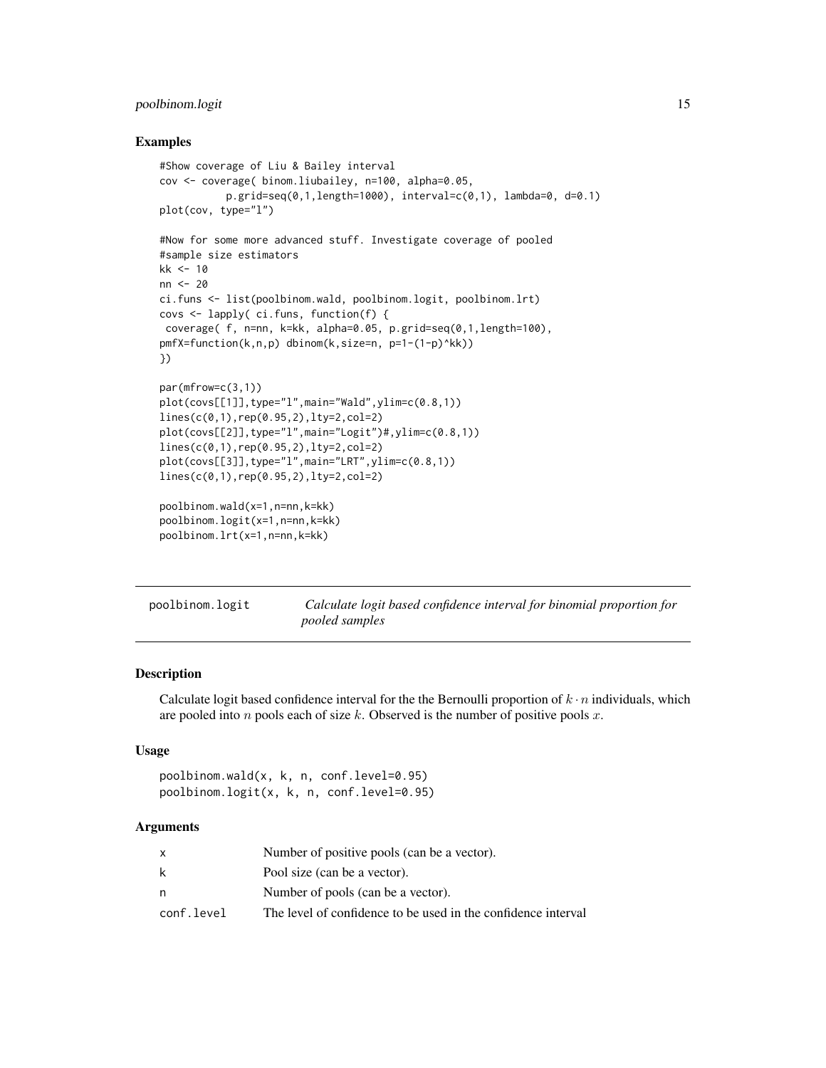### Examples

```
#Show coverage of Liu & Bailey interval
cov <- coverage( binom.liubailey, n=100, alpha=0.05,
          p.grid=seq(0,1,length=1000), interval=c(0,1), lambda=0, d=0.1)
plot(cov, type="l")

#Now for some more advanced stuff. Investigate coverage of pooled
#sample size estimators
kk <- 10
nn <- 20
ci.funs <- list(poolbinom.wald, poolbinom.logit, poolbinom.lrt)
covs <- lapply( ci.funs, function(f) {
 coverage( f, n=nn, k=kk, alpha=0.05, p.grid=seq(0,1,length=100),
pmfX=function(k,n,p) dbinom(k,size=n, p=1-(1-p)^kk))
})

par(mfrow=c(3,1))
plot(covs[[1]],type="l",main="Wald",ylim=c(0.8,1))
lines(c(0,1),rep(0.95,2),lty=2,col=2)
plot(covs[[2]],type="l",main="Logit")#,ylim=c(0.8,1))
lines(c(0,1),rep(0.95,2),lty=2,col=2)
plot(covs[[3]],type="l",main="LRT",ylim=c(0.8,1))
lines(c(0,1),rep(0.95,2),lty=2,col=2)

poolbinom.wald(x=1,n=nn,k=kk)
poolbinom.logit(x=1,n=nn,k=kk)
poolbinom.lrt(x=1,n=nn,k=kk)
```

---

## poolbinom.logit — *Calculate logit based confidence interval for binomial proportion for pooled samples*

### Description

Calculate logit based confidence interval for the the Bernoulli proportion of $k \cdot n$ individuals, which are pooled into $n$ pools each of size $k$. Observed is the number of positive pools $x$.

### Usage

```
poolbinom.wald(x, k, n, conf.level=0.95)
poolbinom.logit(x, k, n, conf.level=0.95)
```

### Arguments

| | |
|---|---|
| x | Number of positive pools (can be a vector). |
| k | Pool size (can be a vector). |
| n | Number of pools (can be a vector). |
| conf.level | The level of confidence to be used in the confidence interval |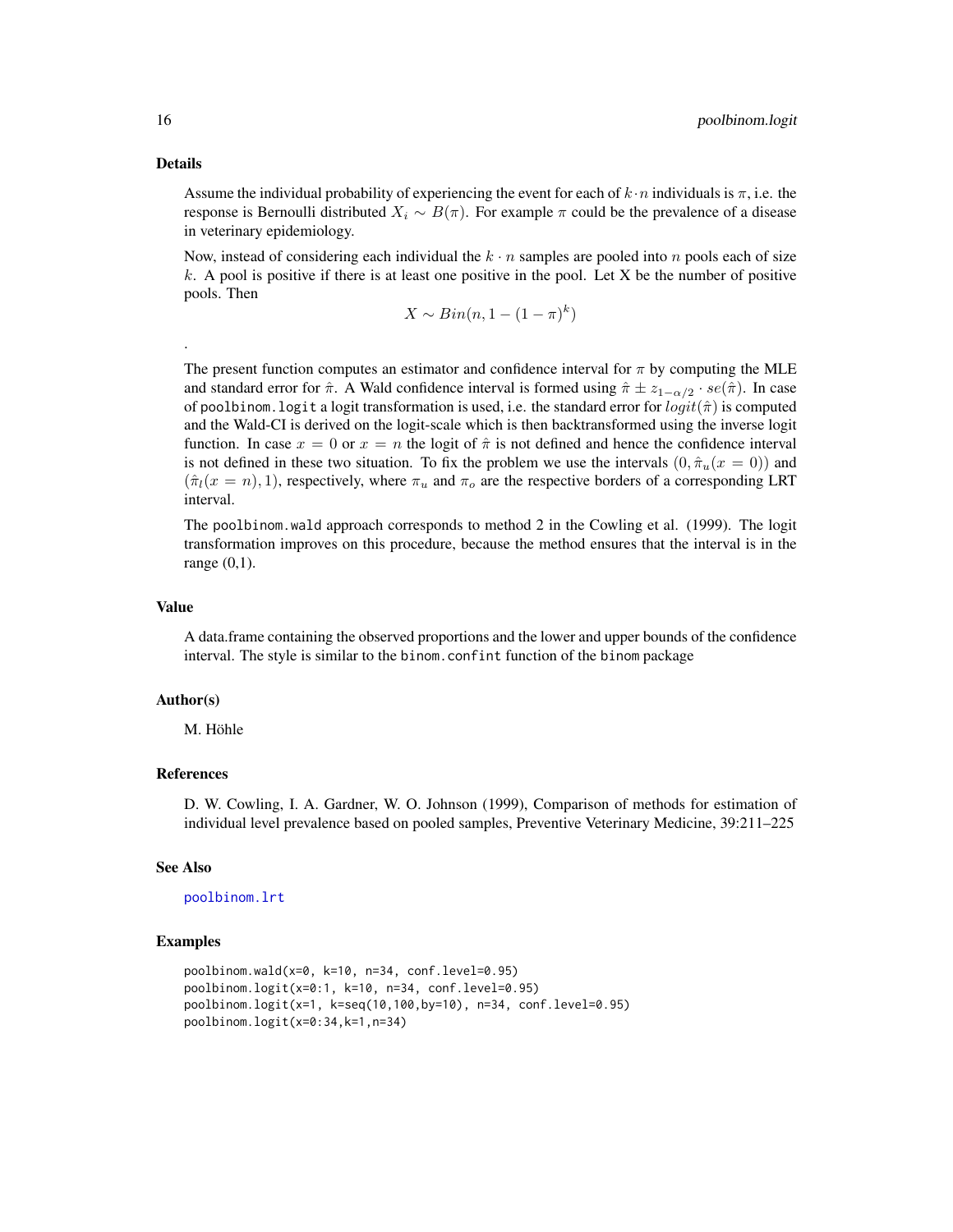## Details

Assume the individual probability of experiencing the event for each of $k \cdot n$ individuals is $\pi$, i.e. the response is Bernoulli distributed $X_i \sim B(\pi)$. For example $\pi$ could be the prevalence of a disease in veterinary epidemiology.

Now, instead of considering each individual the $k \cdot n$ samples are pooled into $n$ pools each of size $k$. A pool is positive if there is at least one positive in the pool. Let X be the number of positive pools. Then

$$X \sim Bin(n, 1 - (1 - \pi)^k)$$

.

The present function computes an estimator and confidence interval for $\pi$ by computing the MLE and standard error for $\hat{\pi}$. A Wald confidence interval is formed using $\hat{\pi} \pm z_{1-\alpha/2} \cdot se(\hat{\pi})$. In case of `poolbinom.logit` a logit transformation is used, i.e. the standard error for $logit(\hat{\pi})$ is computed and the Wald-CI is derived on the logit-scale which is then backtransformed using the inverse logit function. In case $x = 0$ or $x = n$ the logit of $\hat{\pi}$ is not defined and hence the confidence interval is not defined in these two situation. To fix the problem we use the intervals $(0, \hat{\pi}_u(x = 0))$ and $(\hat{\pi}_l(x = n), 1)$, respectively, where $\pi_u$ and $\pi_o$ are the respective borders of a corresponding LRT interval.

The `poolbinom.wald` approach corresponds to method 2 in the Cowling et al. (1999). The logit transformation improves on this procedure, because the method ensures that the interval is in the range (0,1).

## Value

A data.frame containing the observed proportions and the lower and upper bounds of the confidence interval. The style is similar to the `binom.confint` function of the `binom` package

## Author(s)

M. Höhle

## References

D. W. Cowling, I. A. Gardner, W. O. Johnson (1999), Comparison of methods for estimation of individual level prevalence based on pooled samples, Preventive Veterinary Medicine, 39:211–225

## See Also

`poolbinom.lrt`

## Examples

```
poolbinom.wald(x=0, k=10, n=34, conf.level=0.95)
poolbinom.logit(x=0:1, k=10, n=34, conf.level=0.95)
poolbinom.logit(x=1, k=seq(10,100,by=10), n=34, conf.level=0.95)
poolbinom.logit(x=0:34,k=1,n=34)
```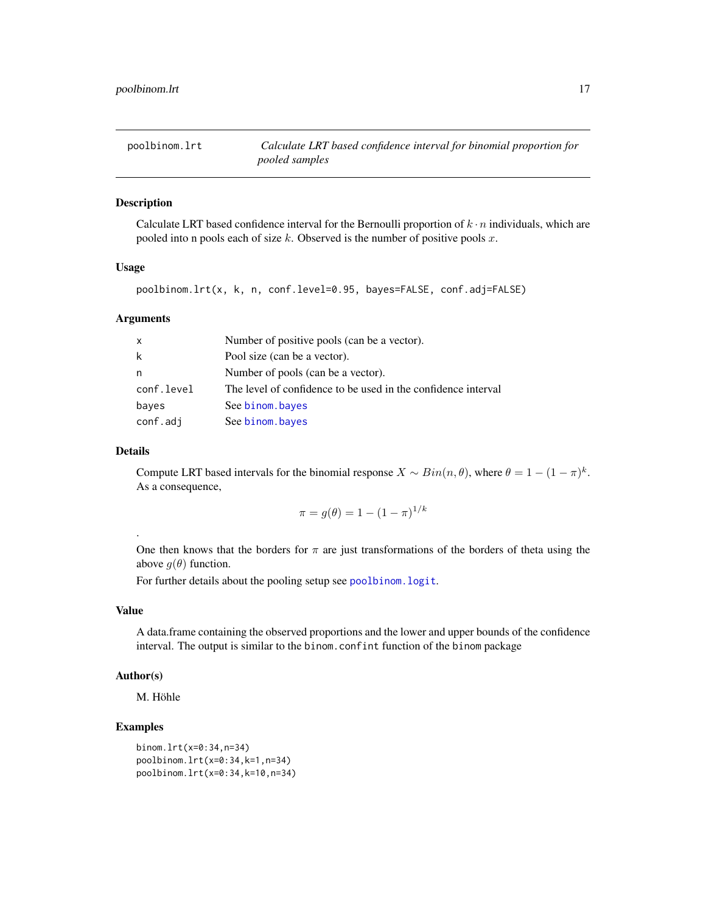# poolbinom.lrt — *Calculate LRT based confidence interval for binomial proportion for pooled samples*

## Description

Calculate LRT based confidence interval for the Bernoulli proportion of $k \cdot n$ individuals, which are pooled into n pools each of size $k$. Observed is the number of positive pools $x$.

## Usage

```
poolbinom.lrt(x, k, n, conf.level=0.95, bayes=FALSE, conf.adj=FALSE)
```

## Arguments

| | |
|---|---|
| x | Number of positive pools (can be a vector). |
| k | Pool size (can be a vector). |
| n | Number of pools (can be a vector). |
| conf.level | The level of confidence to be used in the confidence interval |
| bayes | See binom.bayes |
| conf.adj | See binom.bayes |

## Details

Compute LRT based intervals for the binomial response $X \sim Bin(n, \theta)$, where $\theta = 1 - (1 - \pi)^k$. As a consequence,

$$\pi = g(\theta) = 1 - (1 - \pi)^{1/k}$$

.

One then knows that the borders for $\pi$ are just transformations of the borders of theta using the above $g(\theta)$ function.

For further details about the pooling setup see poolbinom.logit.

## Value

A data.frame containing the observed proportions and the lower and upper bounds of the confidence interval. The output is similar to the binom.confint function of the binom package

## Author(s)

M. Höhle

## Examples

```
binom.lrt(x=0:34,n=34)
poolbinom.lrt(x=0:34,k=1,n=34)
poolbinom.lrt(x=0:34,k=10,n=34)
```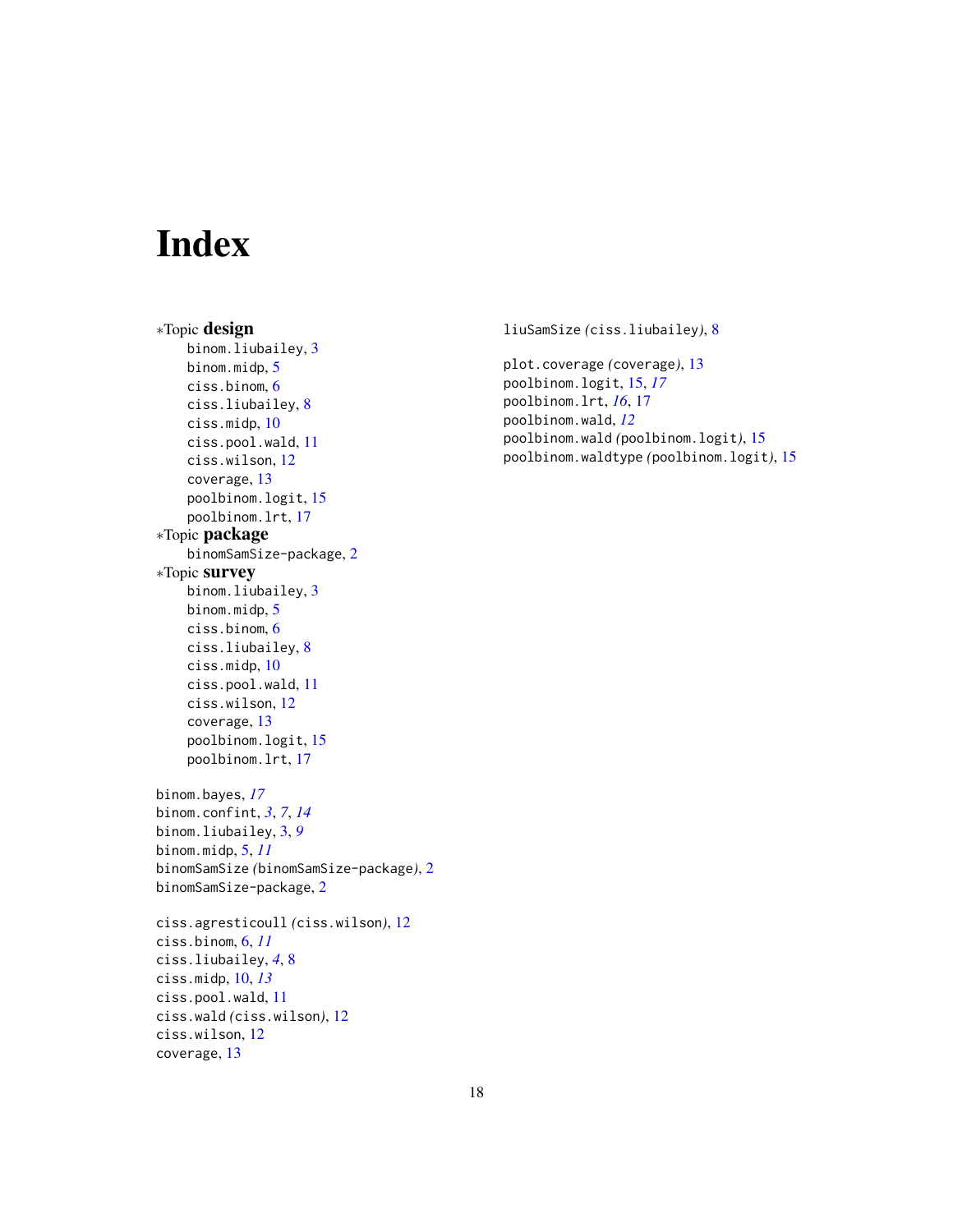# Index

*Topic **design**
- binom.liubailey, 3
- binom.midp, 5
- ciss.binom, 6
- ciss.liubailey, 8
- ciss.midp, 10
- ciss.pool.wald, 11
- ciss.wilson, 12
- coverage, 13
- poolbinom.logit, 15
- poolbinom.lrt, 17

*Topic **package**
- binomSamSize-package, 2

*Topic **survey**
- binom.liubailey, 3
- binom.midp, 5
- ciss.binom, 6
- ciss.liubailey, 8
- ciss.midp, 10
- ciss.pool.wald, 11
- ciss.wilson, 12
- coverage, 13
- poolbinom.logit, 15
- poolbinom.lrt, 17

binom.bayes, *17*
binom.confint, *3*, *7*, *14*
binom.liubailey, 3, *9*
binom.midp, 5, *11*
binomSamSize *(*binomSamSize-package*)*, 2
binomSamSize-package, 2

ciss.agresticoull *(*ciss.wilson*)*, 12
ciss.binom, 6, *11*
ciss.liubailey, *4*, 8
ciss.midp, 10, *13*
ciss.pool.wald, 11
ciss.wald *(*ciss.wilson*)*, 12
ciss.wilson, 12
coverage, 13

liuSamSize *(*ciss.liubailey*)*, 8

plot.coverage *(*coverage*)*, 13
poolbinom.logit, 15, *17*
poolbinom.lrt, *16*, 17
poolbinom.wald, *12*
poolbinom.wald *(*poolbinom.logit*)*, 15
poolbinom.waldtype *(*poolbinom.logit*)*, 15